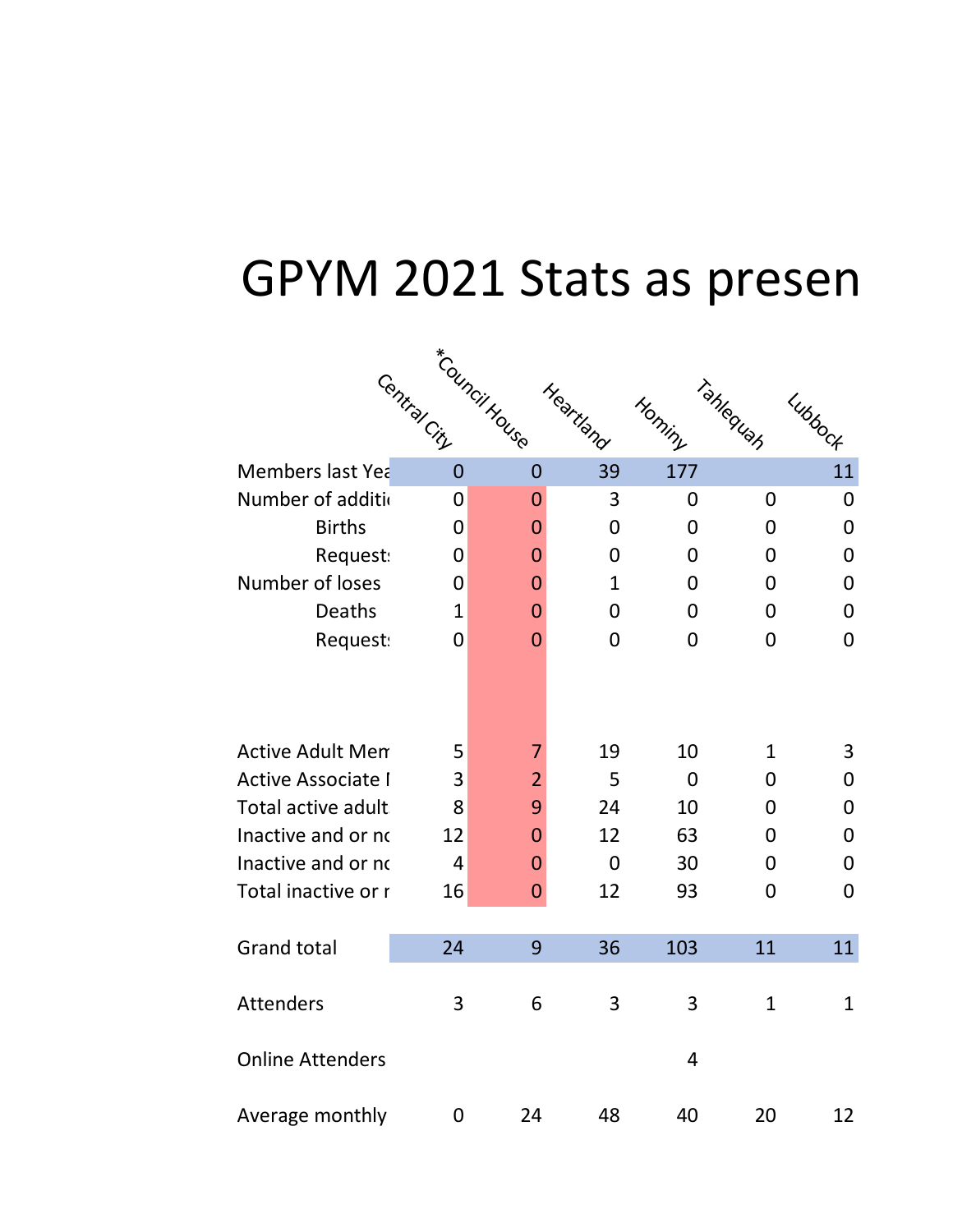# GPYM 2021 Stats as presen

| | Central City | *Council House | Heartland | Hominy | Tahlequah | Lubbock |
|---|---|---|---|---|---|---|
| Members last Yea | 0 | 0 | 39 | 177 | | 11 |
| Number of additi | 0 | 0 | 3 | 0 | 0 | 0 |
| Births | 0 | 0 | 0 | 0 | 0 | 0 |
| Request | 0 | 0 | 0 | 0 | 0 | 0 |
| Number of loses | 0 | 0 | 1 | 0 | 0 | 0 |
| Deaths | 1 | 0 | 0 | 0 | 0 | 0 |
| Request | 0 | 0 | 0 | 0 | 0 | 0 |
| Active Adult Mem | 5 | 7 | 19 | 10 | 1 | 3 |
| Active Associate I | 3 | 2 | 5 | 0 | 0 | 0 |
| Total active adult | 8 | 9 | 24 | 10 | 0 | 0 |
| Inactive and or no | 12 | 0 | 12 | 63 | 0 | 0 |
| Inactive and or no | 4 | 0 | 0 | 30 | 0 | 0 |
| Total inactive or r | 16 | 0 | 12 | 93 | 0 | 0 |
| Grand total | 24 | 9 | 36 | 103 | 11 | 11 |
| Attenders | 3 | 6 | 3 | 3 | 1 | 1 |
| Online Attenders | | | | 4 | | |
| Average monthly | 0 | 24 | 48 | 40 | 20 | 12 |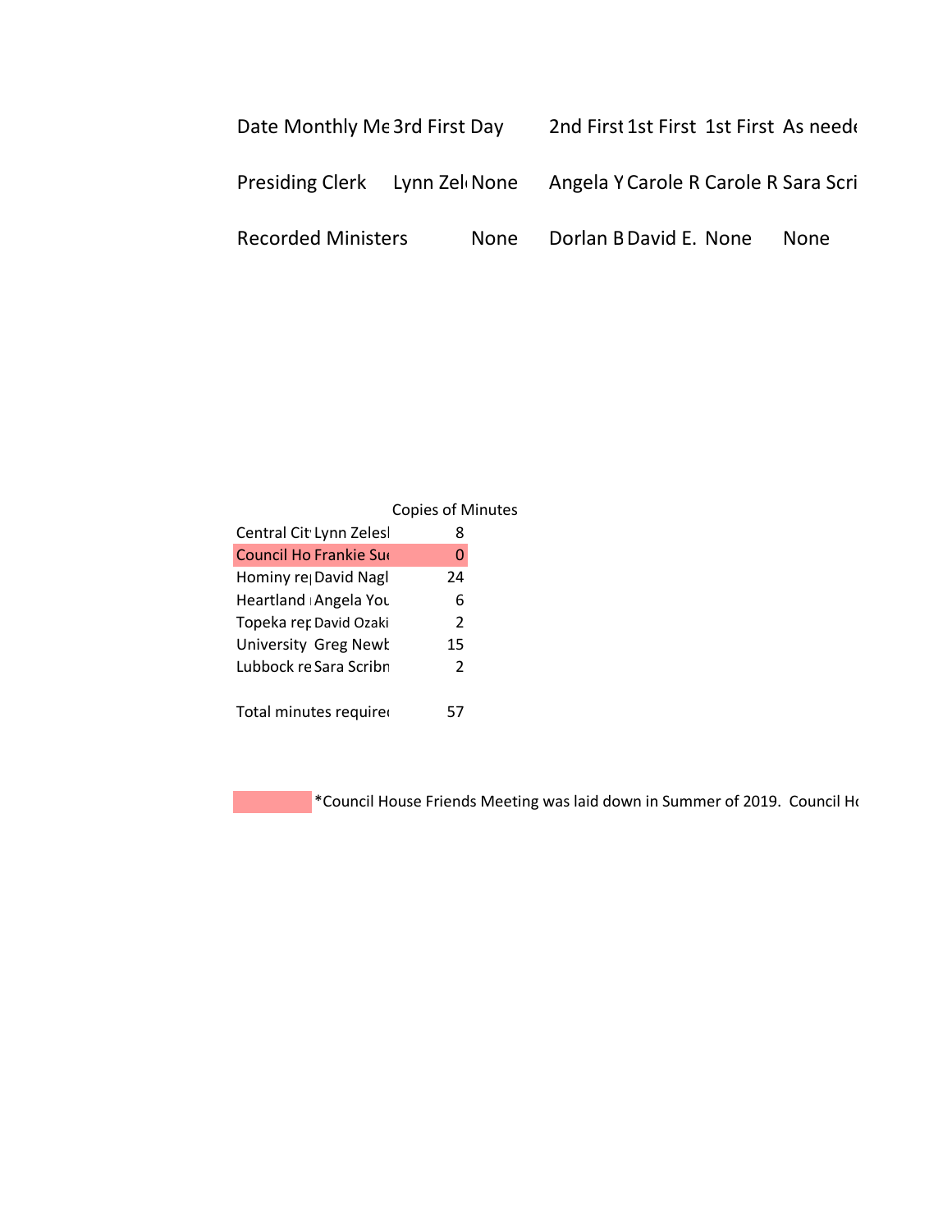| Date Monthly Me | 3rd First Day | | 2nd First | 1st First | 1st First | As neede |
|---|---|---|---|---|---|---|
| Presiding Clerk | Lynn Zel | None | Angela Y | Carole R | Carole R | Sara Scri |
| Recorded Ministers | | None | Dorlan B | David E. | None | None |

| | | Copies of Minutes |
|---|---|---|
| Central Cit | Lynn Zelesl | 8 |
| Council Ho | Frankie Su | 0 |
| Hominy re | David Nagl | 24 |
| Heartland | Angela You | 6 |
| Topeka rep | David Ozaki | 2 |
| University | Greg Newb | 15 |
| Lubbock re | Sara Scribn | 2 |
| | | |
| Total minutes require | | 57 |

*Council House Friends Meeting was laid down in Summer of 2019. Council Ho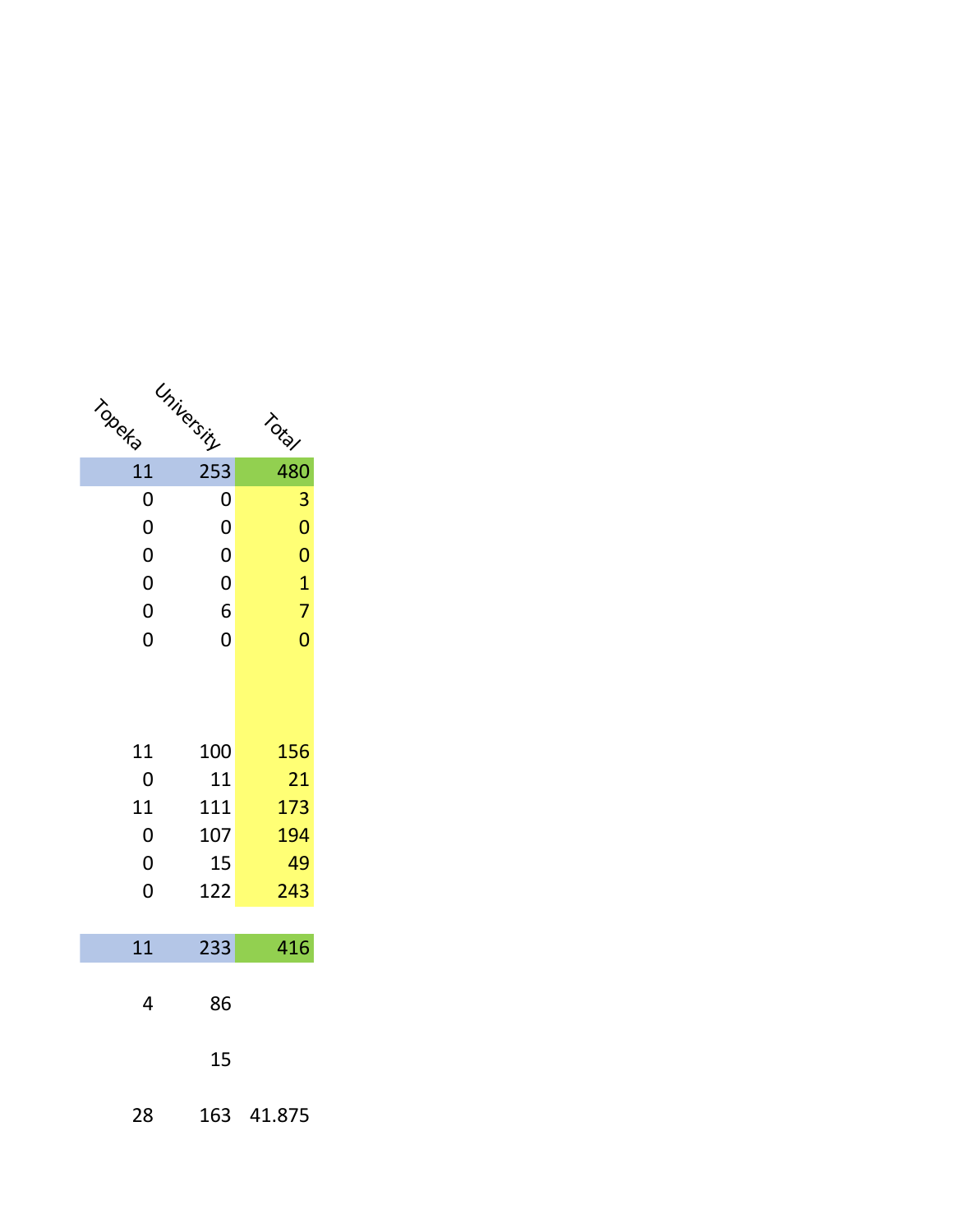| Topeka | University | Total |
|---|---|---|
| 11 | 253 | 480 |
| 0 | 0 | 3 |
| 0 | 0 | 0 |
| 0 | 0 | 0 |
| 0 | 0 | 1 |
| 0 | 6 | 7 |
| 0 | 0 | 0 |
| | | |
| | | |
| 11 | 100 | 156 |
| 0 | 11 | 21 |
| 11 | 111 | 173 |
| 0 | 107 | 194 |
| 0 | 15 | 49 |
| 0 | 122 | 243 |
| | | |
| 11 | 233 | 416 |
| | | |
| 4 | 86 | |
| | | |
| | 15 | |
| | | |
| 28 | 163 | 41.875 |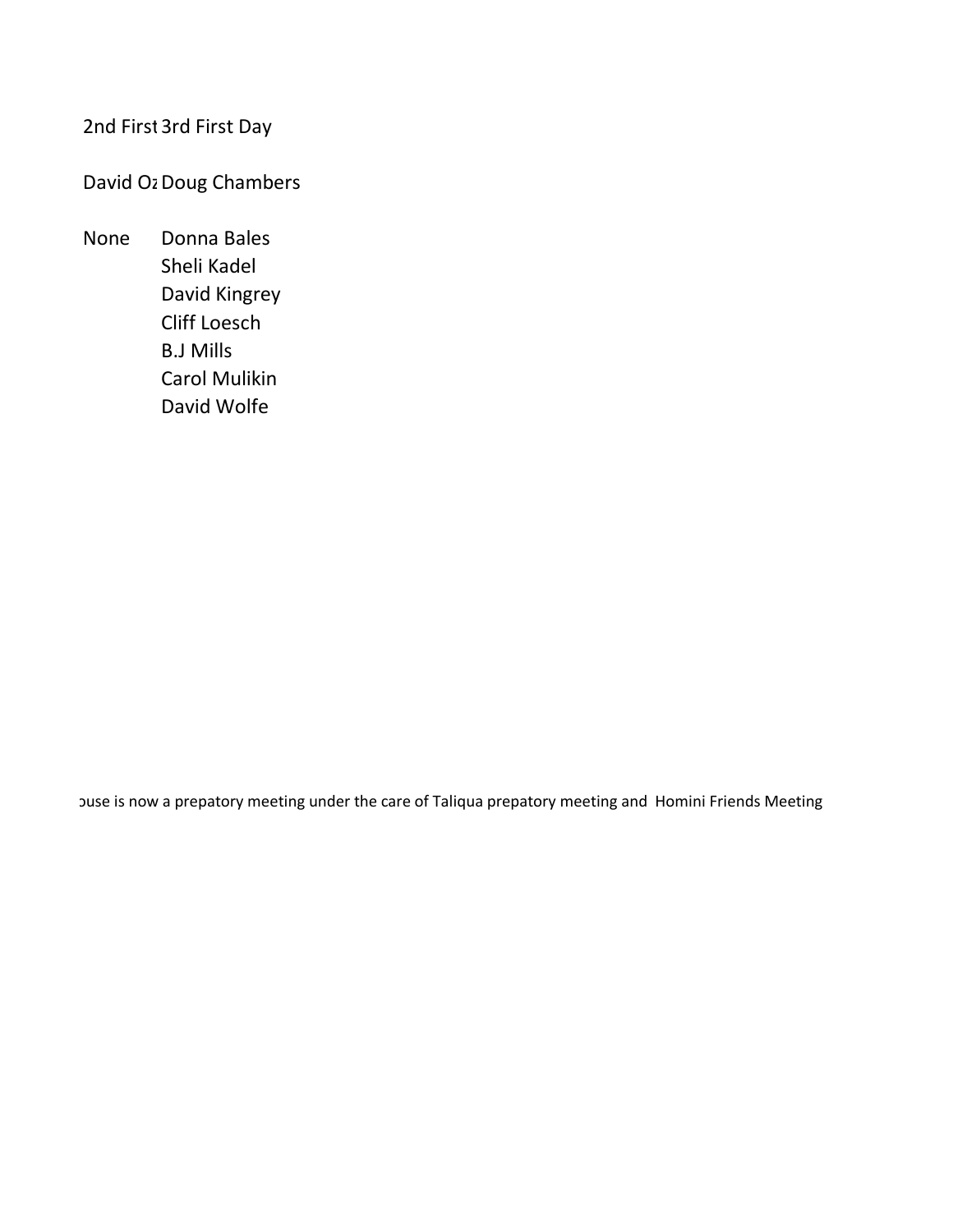| | |
|---|---|
| 2nd First | 3rd First Day |
| David Oz | Doug Chambers |
| None | Donna Bales |
| | Sheli Kadel |
| | David Kingrey |
| | Cliff Loesch |
| | B.J Mills |
| | Carol Mulikin |
| | David Wolfe |

ouse is now a prepatory meeting under the care of Taliqua prepatory meeting and Homini Friends Meeting